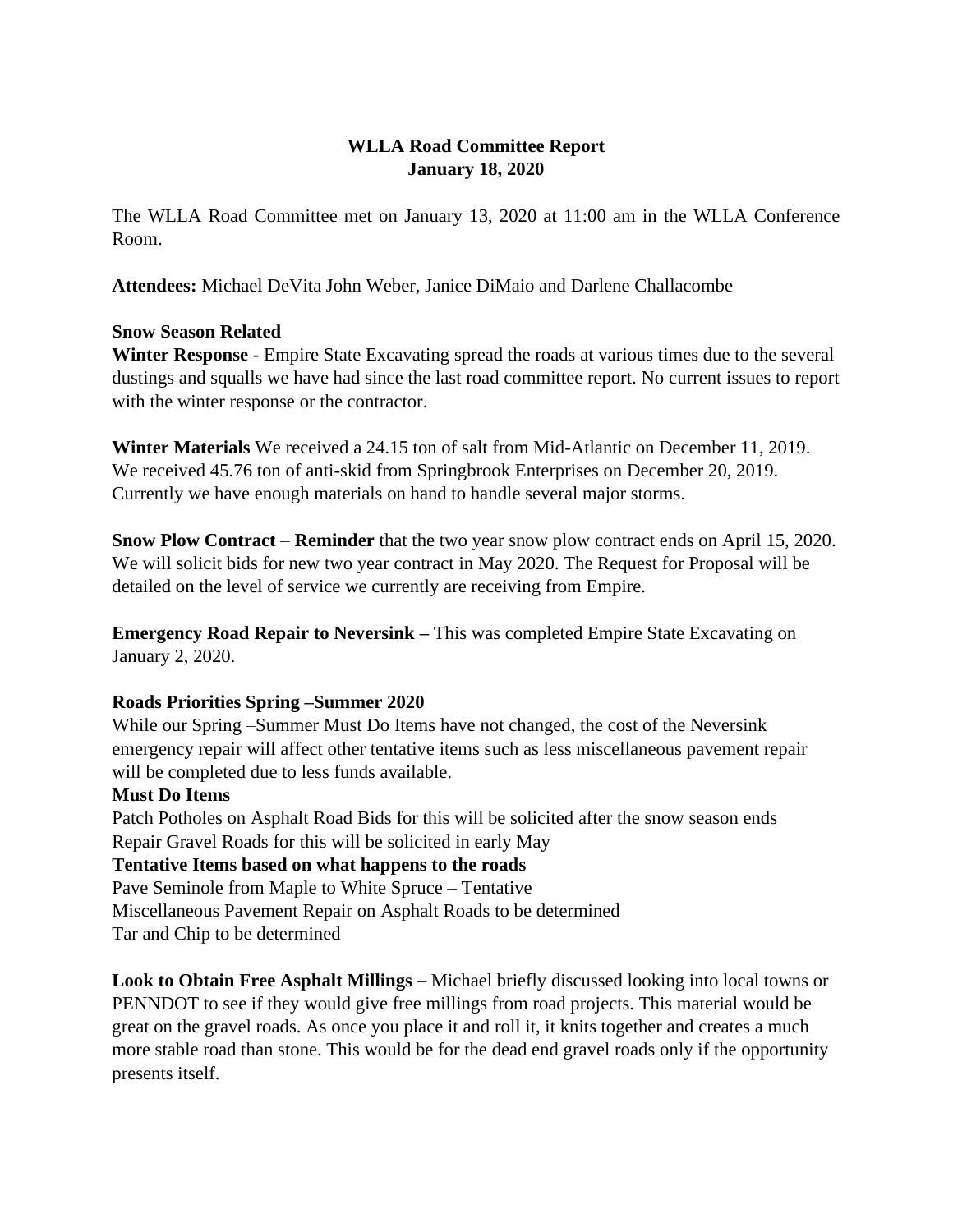**WLLA Road Committee Report**
**January 18, 2020**

The WLLA Road Committee met on January 13, 2020 at 11:00 am in the WLLA Conference Room.

**Attendees:** Michael DeVita John Weber, Janice DiMaio and Darlene Challacombe

**Snow Season Related**

**Winter Response** - Empire State Excavating spread the roads at various times due to the several dustings and squalls we have had since the last road committee report. No current issues to report with the winter response or the contractor.

**Winter Materials** We received a 24.15 ton of salt from Mid-Atlantic on December 11, 2019. We received 45.76 ton of anti-skid from Springbrook Enterprises on December 20, 2019. Currently we have enough materials on hand to handle several major storms.

**Snow Plow Contract** – **Reminder** that the two year snow plow contract ends on April 15, 2020. We will solicit bids for new two year contract in May 2020. The Request for Proposal will be detailed on the level of service we currently are receiving from Empire.

**Emergency Road Repair to Neversink –** This was completed Empire State Excavating on January 2, 2020.

**Roads Priorities Spring –Summer 2020**

While our Spring –Summer Must Do Items have not changed, the cost of the Neversink emergency repair will affect other tentative items such as less miscellaneous pavement repair will be completed due to less funds available.

**Must Do Items**

Patch Potholes on Asphalt Road Bids for this will be solicited after the snow season ends
Repair Gravel Roads for this will be solicited in early May

**Tentative Items based on what happens to the roads**

Pave Seminole from Maple to White Spruce – Tentative
Miscellaneous Pavement Repair on Asphalt Roads to be determined
Tar and Chip to be determined

**Look to Obtain Free Asphalt Millings** – Michael briefly discussed looking into local towns or PENNDOT to see if they would give free millings from road projects. This material would be great on the gravel roads. As once you place it and roll it, it knits together and creates a much more stable road than stone. This would be for the dead end gravel roads only if the opportunity presents itself.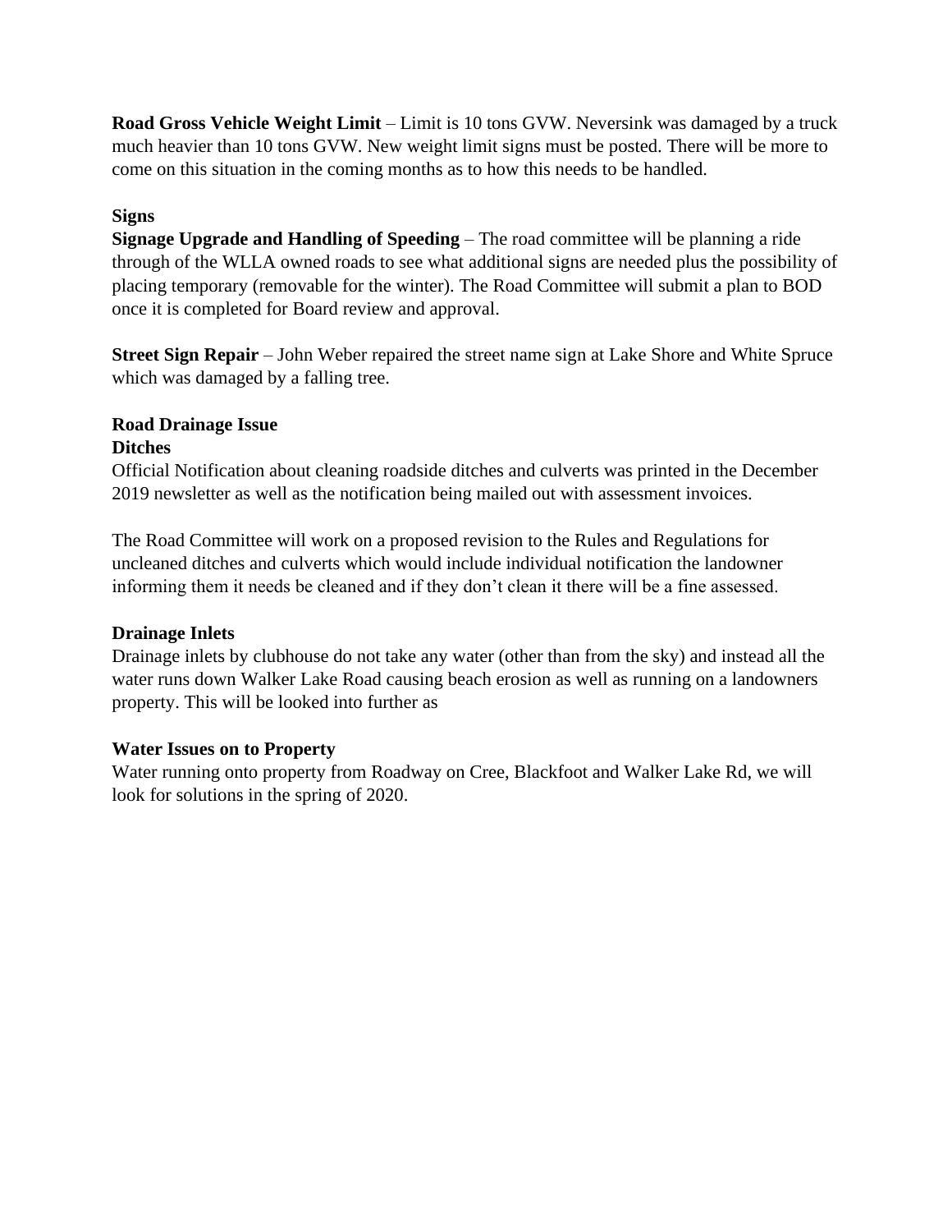**Road Gross Vehicle Weight Limit** – Limit is 10 tons GVW. Neversink was damaged by a truck much heavier than 10 tons GVW. New weight limit signs must be posted. There will be more to come on this situation in the coming months as to how this needs to be handled.

**Signs**

**Signage Upgrade and Handling of Speeding** – The road committee will be planning a ride through of the WLLA owned roads to see what additional signs are needed plus the possibility of placing temporary (removable for the winter). The Road Committee will submit a plan to BOD once it is completed for Board review and approval.

**Street Sign Repair** – John Weber repaired the street name sign at Lake Shore and White Spruce which was damaged by a falling tree.

**Road Drainage Issue**

**Ditches**

Official Notification about cleaning roadside ditches and culverts was printed in the December 2019 newsletter as well as the notification being mailed out with assessment invoices.

The Road Committee will work on a proposed revision to the Rules and Regulations for uncleaned ditches and culverts which would include individual notification the landowner informing them it needs be cleaned and if they don't clean it there will be a fine assessed.

**Drainage Inlets**

Drainage inlets by clubhouse do not take any water (other than from the sky) and instead all the water runs down Walker Lake Road causing beach erosion as well as running on a landowners property. This will be looked into further as

**Water Issues on to Property**

Water running onto property from Roadway on Cree, Blackfoot and Walker Lake Rd, we will look for solutions in the spring of 2020.